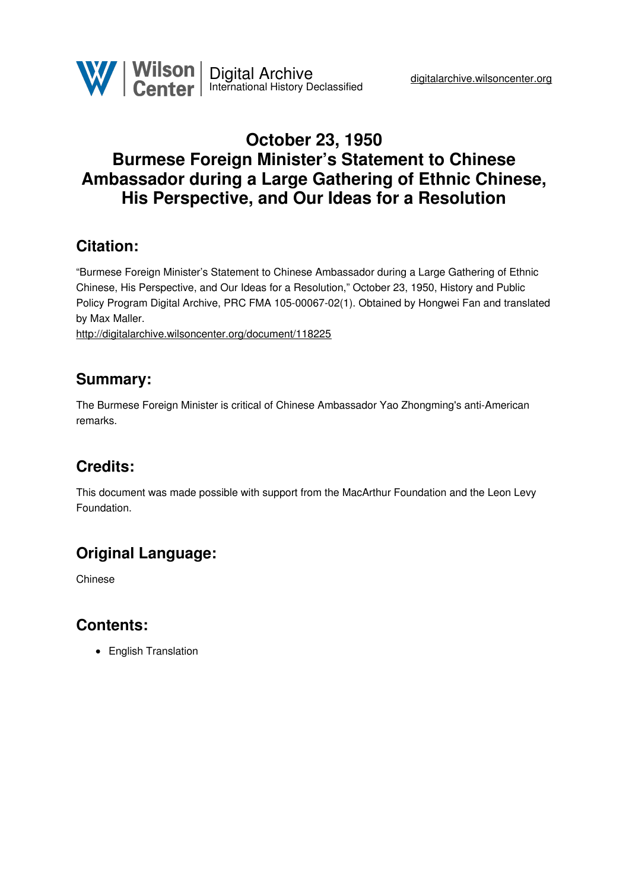# October 23, 1950
# Burmese Foreign Minister's Statement to Chinese Ambassador during a Large Gathering of Ethnic Chinese, His Perspective, and Our Ideas for a Resolution

## Citation:

"Burmese Foreign Minister's Statement to Chinese Ambassador during a Large Gathering of Ethnic Chinese, His Perspective, and Our Ideas for a Resolution," October 23, 1950, History and Public Policy Program Digital Archive, PRC FMA 105-00067-02(1). Obtained by Hongwei Fan and translated by Max Maller.

http://digitalarchive.wilsoncenter.org/document/118225

## Summary:

The Burmese Foreign Minister is critical of Chinese Ambassador Yao Zhongming's anti-American remarks.

## Credits:

This document was made possible with support from the MacArthur Foundation and the Leon Levy Foundation.

## Original Language:

Chinese

## Contents:

- English Translation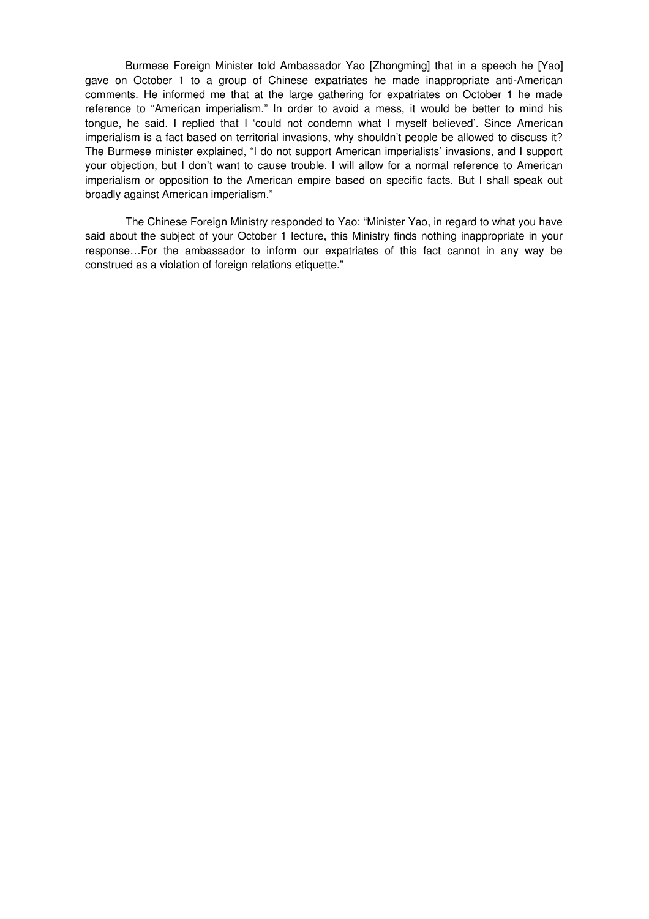Burmese Foreign Minister told Ambassador Yao [Zhongming] that in a speech he [Yao] gave on October 1 to a group of Chinese expatriates he made inappropriate anti-American comments. He informed me that at the large gathering for expatriates on October 1 he made reference to "American imperialism." In order to avoid a mess, it would be better to mind his tongue, he said. I replied that I 'could not condemn what I myself believed'. Since American imperialism is a fact based on territorial invasions, why shouldn't people be allowed to discuss it? The Burmese minister explained, "I do not support American imperialists' invasions, and I support your objection, but I don't want to cause trouble. I will allow for a normal reference to American imperialism or opposition to the American empire based on specific facts. But I shall speak out broadly against American imperialism."

The Chinese Foreign Ministry responded to Yao: "Minister Yao, in regard to what you have said about the subject of your October 1 lecture, this Ministry finds nothing inappropriate in your response…For the ambassador to inform our expatriates of this fact cannot in any way be construed as a violation of foreign relations etiquette."